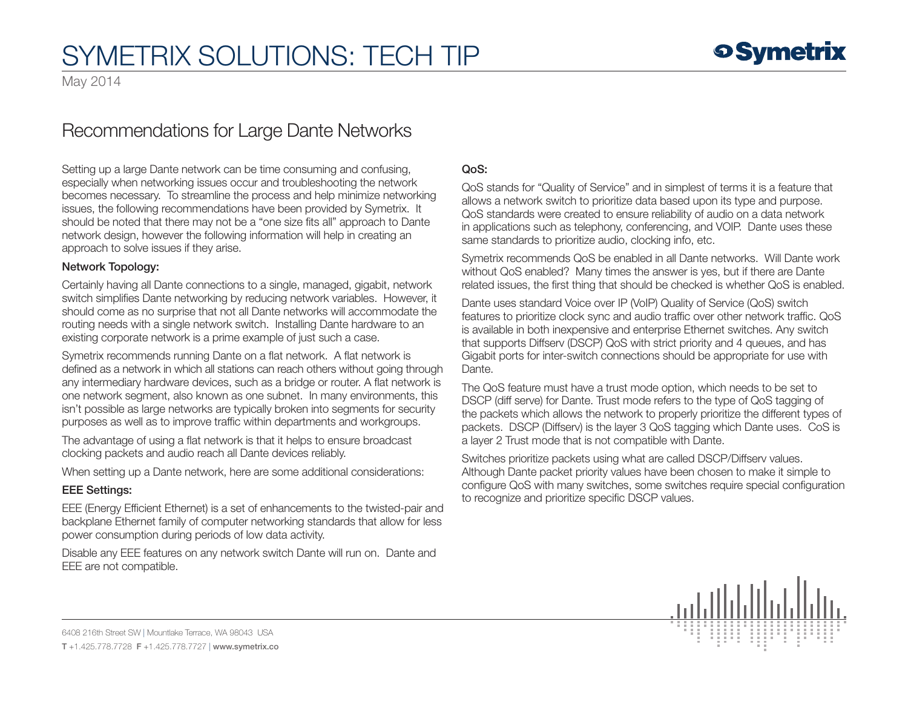# SYMETRIX SOLUTIONS: TECH TIP

May 2014

## Recommendations for Large Dante Networks

Setting up a large Dante network can be time consuming and confusing, especially when networking issues occur and troubleshooting the network becomes necessary. To streamline the process and help minimize networking issues, the following recommendations have been provided by Symetrix. It should be noted that there may not be a "one size fits all" approach to Dante network design, however the following information will help in creating an approach to solve issues if they arise.

### Network Topology:

Certainly having all Dante connections to a single, managed, gigabit, network switch simplifies Dante networking by reducing network variables. However, it should come as no surprise that not all Dante networks will accommodate the routing needs with a single network switch. Installing Dante hardware to an existing corporate network is a prime example of just such a case.

Symetrix recommends running Dante on a flat network. A flat network is defined as a network in which all stations can reach others without going through any intermediary hardware devices, such as a bridge or router. A flat network is one network segment, also known as one subnet. In many environments, this isn't possible as large networks are typically broken into segments for security purposes as well as to improve traffic within departments and workgroups.

The advantage of using a flat network is that it helps to ensure broadcast clocking packets and audio reach all Dante devices reliably.

When setting up a Dante network, here are some additional considerations:

### EEE Settings:

EEE (Energy Efficient Ethernet) is a set of enhancements to the twisted-pair and backplane Ethernet family of computer networking standards that allow for less power consumption during periods of low data activity.

Disable any EEE features on any network switch Dante will run on. Dante and EEE are not compatible.

### QoS:

QoS stands for "Quality of Service" and in simplest of terms it is a feature that allows a network switch to prioritize data based upon its type and purpose. QoS standards were created to ensure reliability of audio on a data network in applications such as telephony, conferencing, and VOIP. Dante uses these same standards to prioritize audio, clocking info, etc.

Symetrix recommends QoS be enabled in all Dante networks. Will Dante work without QoS enabled? Many times the answer is yes, but if there are Dante related issues, the first thing that should be checked is whether QoS is enabled.

Dante uses standard Voice over IP (VoIP) Quality of Service (QoS) switch features to prioritize clock sync and audio traffic over other network traffic. QoS is available in both inexpensive and enterprise Ethernet switches. Any switch that supports Diffserv (DSCP) QoS with strict priority and 4 queues, and has Gigabit ports for inter-switch connections should be appropriate for use with Dante.

The QoS feature must have a trust mode option, which needs to be set to DSCP (diff serve) for Dante. Trust mode refers to the type of QoS tagging of the packets which allows the network to properly prioritize the different types of packets. DSCP (Diffserv) is the layer 3 QoS tagging which Dante uses. CoS is a layer 2 Trust mode that is not compatible with Dante.

Switches prioritize packets using what are called DSCP/Diffserv values. Although Dante packet priority values have been chosen to make it simple to configure QoS with many switches, some switches require special configuration to recognize and prioritize specific DSCP values.

6408 216th Street SW | Mountlake Terrace, WA 98043 USA

**T** +1.425.778.7728 **F** +1.425.778.7727 | **www.symetrix.co**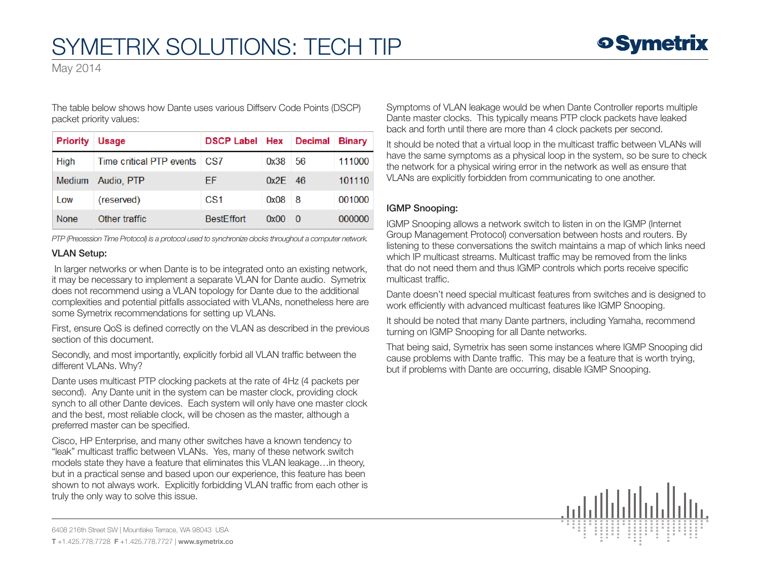The table below shows how Dante uses various Diffserv Code Points (DSCP) packet priority values:

| Priority | Usage | DSCP Label | Hex | Decimal | Binary |
|---|---|---|---|---|---|
| High | Time critical PTP events | CS7 | 0x38 | 56 | 111000 |
| Medium | Audio, PTP | EF | 0x2E | 46 | 101110 |
| Low | (reserved) | CS1 | 0x08 | 8 | 001000 |
| None | Other traffic | BestEffort | 0x00 | 0 | 000000 |

*PTP (Precession Time Protocol) is a protocol used to synchronize clocks throughout a computer network.*

### VLAN Setup:

In larger networks or when Dante is to be integrated onto an existing network, it may be necessary to implement a separate VLAN for Dante audio. Symetrix does not recommend using a VLAN topology for Dante due to the additional complexities and potential pitfalls associated with VLANs, nonetheless here are some Symetrix recommendations for setting up VLANs.

First, ensure QoS is defined correctly on the VLAN as described in the previous section of this document.

Secondly, and most importantly, explicitly forbid all VLAN traffic between the different VLANs. Why?

Dante uses multicast PTP clocking packets at the rate of 4Hz (4 packets per second). Any Dante unit in the system can be master clock, providing clock synch to all other Dante devices. Each system will only have one master clock and the best, most reliable clock, will be chosen as the master, although a preferred master can be specified.

Cisco, HP Enterprise, and many other switches have a known tendency to "leak" multicast traffic between VLANs. Yes, many of these network switch models state they have a feature that eliminates this VLAN leakage…in theory, but in a practical sense and based upon our experience, this feature has been shown to not always work. Explicitly forbidding VLAN traffic from each other is truly the only way to solve this issue.

Symptoms of VLAN leakage would be when Dante Controller reports multiple Dante master clocks. This typically means PTP clock packets have leaked back and forth until there are more than 4 clock packets per second.

It should be noted that a virtual loop in the multicast traffic between VLANs will have the same symptoms as a physical loop in the system, so be sure to check the network for a physical wiring error in the network as well as ensure that VLANs are explicitly forbidden from communicating to one another.

### IGMP Snooping:

IGMP Snooping allows a network switch to listen in on the IGMP (Internet Group Management Protocol) conversation between hosts and routers. By listening to these conversations the switch maintains a map of which links need which IP multicast streams. Multicast traffic may be removed from the links that do not need them and thus IGMP controls which ports receive specific multicast traffic.

Dante doesn't need special multicast features from switches and is designed to work efficiently with advanced multicast features like IGMP Snooping.

It should be noted that many Dante partners, including Yamaha, recommend turning on IGMP Snooping for all Dante networks.

That being said, Symetrix has seen some instances where IGMP Snooping did cause problems with Dante traffic. This may be a feature that is worth trying, but if problems with Dante are occurring, disable IGMP Snooping.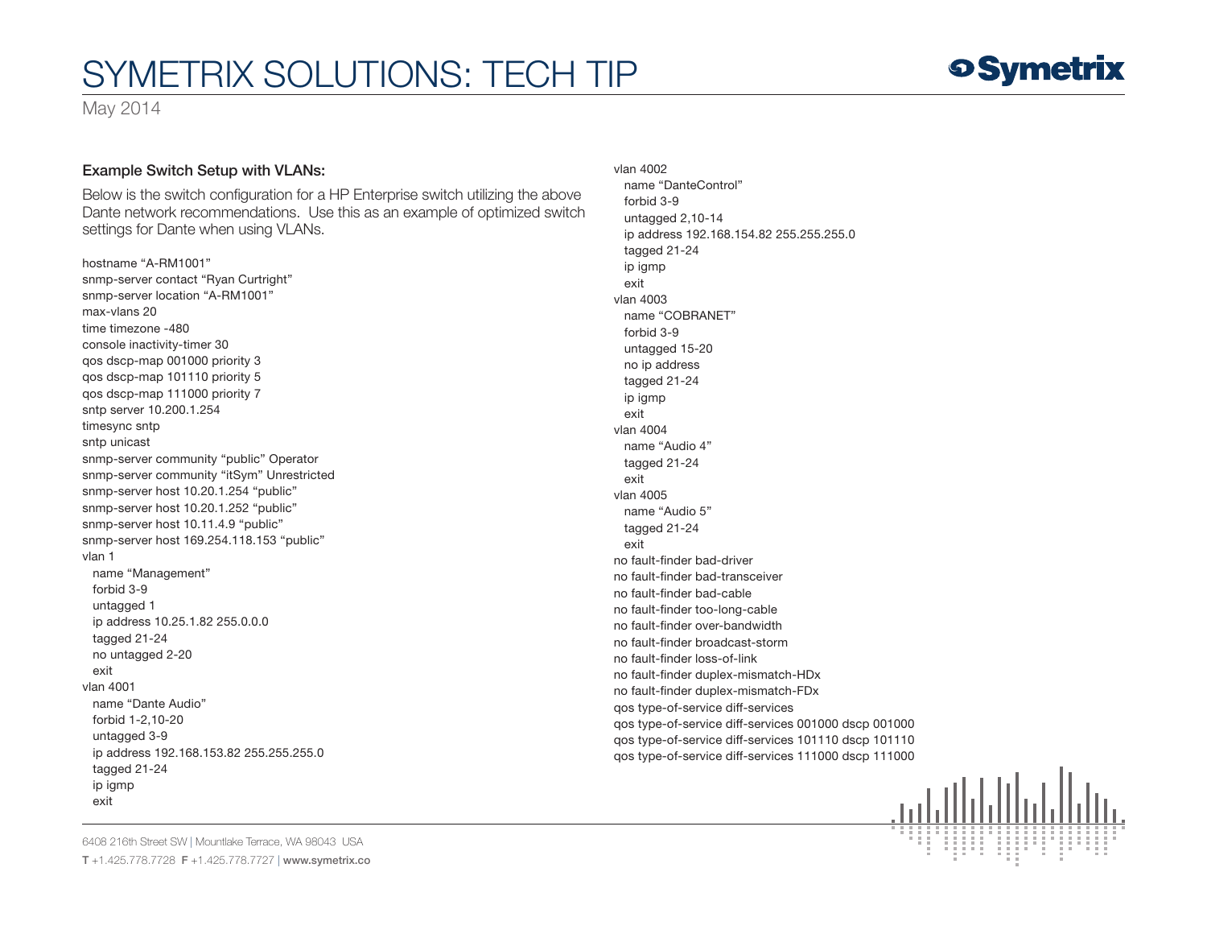### Example Switch Setup with VLANs:

Below is the switch configuration for a HP Enterprise switch utilizing the above Dante network recommendations. Use this as an example of optimized switch settings for Dante when using VLANs.

```
hostname "A-RM1001"
snmp-server contact "Ryan Curtright"
snmp-server location "A-RM1001"
max-vlans 20
time timezone -480
console inactivity-timer 30
qos dscp-map 001000 priority 3
qos dscp-map 101110 priority 5
qos dscp-map 111000 priority 7
sntp server 10.200.1.254
timesync sntp
sntp unicast
snmp-server community "public" Operator
snmp-server community "itSym" Unrestricted
snmp-server host 10.20.1.254 "public"
snmp-server host 10.20.1.252 "public"
snmp-server host 10.11.4.9 "public"
snmp-server host 169.254.118.153 "public"
vlan 1
  name "Management"
  forbid 3-9
  untagged 1
  ip address 10.25.1.82 255.0.0.0
  tagged 21-24
  no untagged 2-20
  exit
vlan 4001
  name "Dante Audio"
  forbid 1-2,10-20
  untagged 3-9
  ip address 192.168.153.82 255.255.255.0
  tagged 21-24
  ip igmp
  exit
vlan 4002
  name "DanteControl"
  forbid 3-9
  untagged 2,10-14
  ip address 192.168.154.82 255.255.255.0
  tagged 21-24
  ip igmp
  exit
vlan 4003
  name "COBRANET"
  forbid 3-9
  untagged 15-20
  no ip address
  tagged 21-24
  ip igmp
  exit
vlan 4004
  name "Audio 4"
  tagged 21-24
  exit
vlan 4005
  name "Audio 5"
  tagged 21-24
  exit
no fault-finder bad-driver
no fault-finder bad-transceiver
no fault-finder bad-cable
no fault-finder too-long-cable
no fault-finder over-bandwidth
no fault-finder broadcast-storm
no fault-finder loss-of-link
no fault-finder duplex-mismatch-HDx
no fault-finder duplex-mismatch-FDx
qos type-of-service diff-services
qos type-of-service diff-services 001000 dscp 001000
qos type-of-service diff-services 101110 dscp 101110
qos type-of-service diff-services 111000 dscp 111000
```